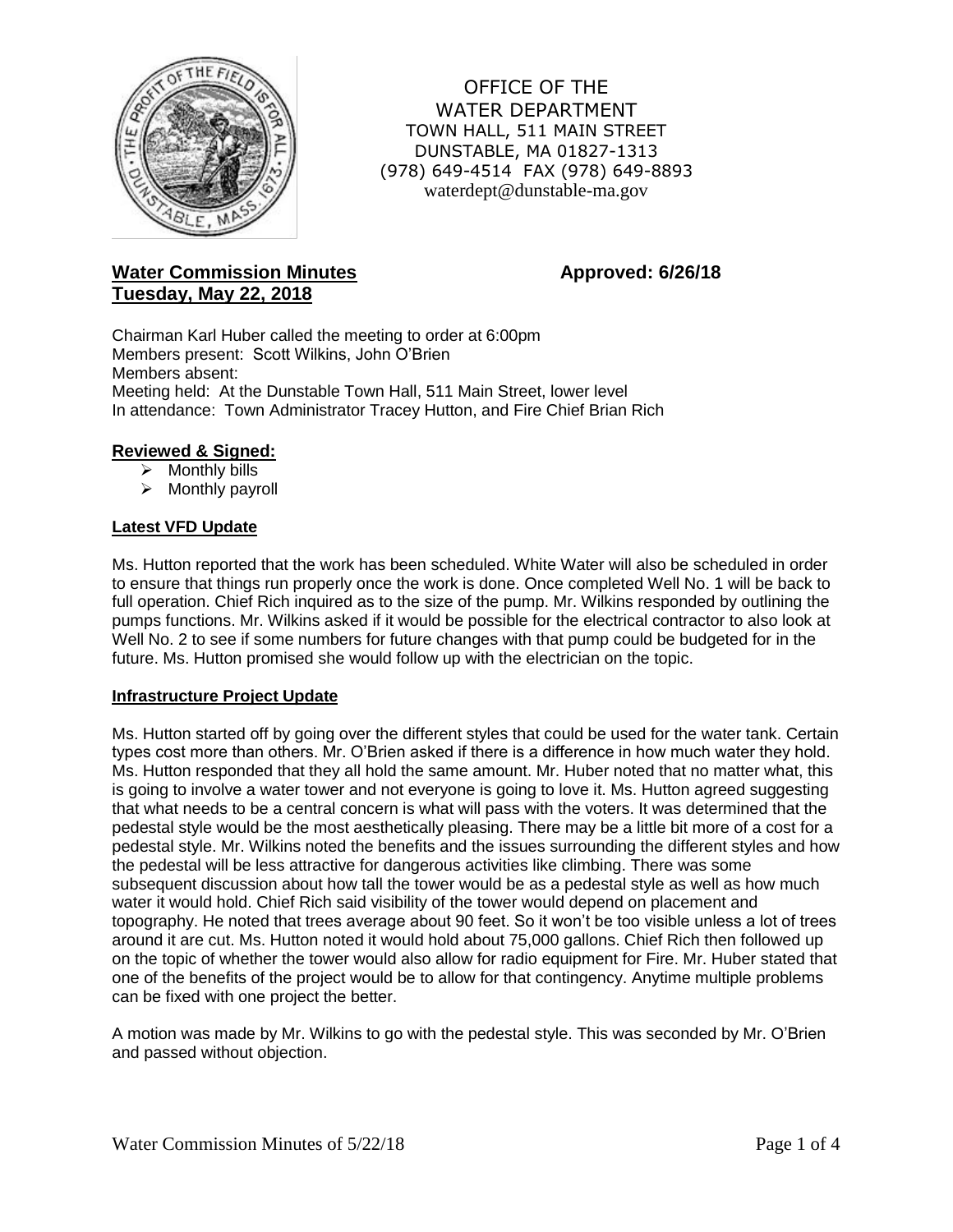OFFICE OF THE
WATER DEPARTMENT
TOWN HALL, 511 MAIN STREET
DUNSTABLE, MA 01827-1313
(978) 649-4514 FAX (978) 649-8893
waterdept@dunstable-ma.gov

## Water Commission Minutes
**Tuesday, May 22, 2018**

**Approved: 6/26/18**

Chairman Karl Huber called the meeting to order at 6:00pm
Members present: Scott Wilkins, John O'Brien
Members absent:
Meeting held: At the Dunstable Town Hall, 511 Main Street, lower level
In attendance: Town Administrator Tracey Hutton, and Fire Chief Brian Rich

### Reviewed & Signed:

- Monthly bills
- Monthly payroll

### Latest VFD Update

Ms. Hutton reported that the work has been scheduled. White Water will also be scheduled in order to ensure that things run properly once the work is done. Once completed Well No. 1 will be back to full operation. Chief Rich inquired as to the size of the pump. Mr. Wilkins responded by outlining the pumps functions. Mr. Wilkins asked if it would be possible for the electrical contractor to also look at Well No. 2 to see if some numbers for future changes with that pump could be budgeted for in the future. Ms. Hutton promised she would follow up with the electrician on the topic.

### Infrastructure Project Update

Ms. Hutton started off by going over the different styles that could be used for the water tank. Certain types cost more than others. Mr. O'Brien asked if there is a difference in how much water they hold. Ms. Hutton responded that they all hold the same amount. Mr. Huber noted that no matter what, this is going to involve a water tower and not everyone is going to love it. Ms. Hutton agreed suggesting that what needs to be a central concern is what will pass with the voters. It was determined that the pedestal style would be the most aesthetically pleasing. There may be a little bit more of a cost for a pedestal style. Mr. Wilkins noted the benefits and the issues surrounding the different styles and how the pedestal will be less attractive for dangerous activities like climbing. There was some subsequent discussion about how tall the tower would be as a pedestal style as well as how much water it would hold. Chief Rich said visibility of the tower would depend on placement and topography. He noted that trees average about 90 feet. So it won't be too visible unless a lot of trees around it are cut. Ms. Hutton noted it would hold about 75,000 gallons. Chief Rich then followed up on the topic of whether the tower would also allow for radio equipment for Fire. Mr. Huber stated that one of the benefits of the project would be to allow for that contingency. Anytime multiple problems can be fixed with one project the better.

A motion was made by Mr. Wilkins to go with the pedestal style. This was seconded by Mr. O'Brien and passed without objection.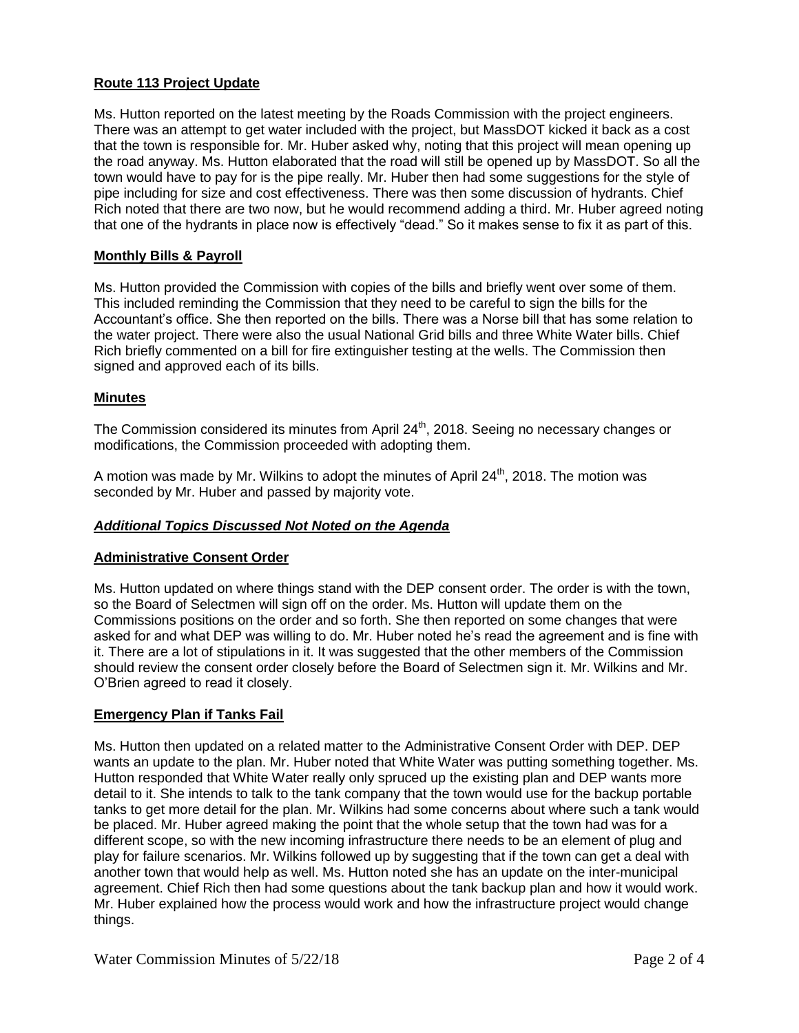**Route 113 Project Update**

Ms. Hutton reported on the latest meeting by the Roads Commission with the project engineers. There was an attempt to get water included with the project, but MassDOT kicked it back as a cost that the town is responsible for. Mr. Huber asked why, noting that this project will mean opening up the road anyway. Ms. Hutton elaborated that the road will still be opened up by MassDOT. So all the town would have to pay for is the pipe really. Mr. Huber then had some suggestions for the style of pipe including for size and cost effectiveness. There was then some discussion of hydrants. Chief Rich noted that there are two now, but he would recommend adding a third. Mr. Huber agreed noting that one of the hydrants in place now is effectively "dead." So it makes sense to fix it as part of this.

**Monthly Bills & Payroll**

Ms. Hutton provided the Commission with copies of the bills and briefly went over some of them. This included reminding the Commission that they need to be careful to sign the bills for the Accountant's office. She then reported on the bills. There was a Norse bill that has some relation to the water project. There were also the usual National Grid bills and three White Water bills. Chief Rich briefly commented on a bill for fire extinguisher testing at the wells. The Commission then signed and approved each of its bills.

**Minutes**

The Commission considered its minutes from April 24th, 2018. Seeing no necessary changes or modifications, the Commission proceeded with adopting them.

A motion was made by Mr. Wilkins to adopt the minutes of April 24th, 2018. The motion was seconded by Mr. Huber and passed by majority vote.

***Additional Topics Discussed Not Noted on the Agenda***

**Administrative Consent Order**

Ms. Hutton updated on where things stand with the DEP consent order. The order is with the town, so the Board of Selectmen will sign off on the order. Ms. Hutton will update them on the Commissions positions on the order and so forth. She then reported on some changes that were asked for and what DEP was willing to do. Mr. Huber noted he's read the agreement and is fine with it. There are a lot of stipulations in it. It was suggested that the other members of the Commission should review the consent order closely before the Board of Selectmen sign it. Mr. Wilkins and Mr. O'Brien agreed to read it closely.

**Emergency Plan if Tanks Fail**

Ms. Hutton then updated on a related matter to the Administrative Consent Order with DEP. DEP wants an update to the plan. Mr. Huber noted that White Water was putting something together. Ms. Hutton responded that White Water really only spruced up the existing plan and DEP wants more detail to it. She intends to talk to the tank company that the town would use for the backup portable tanks to get more detail for the plan. Mr. Wilkins had some concerns about where such a tank would be placed. Mr. Huber agreed making the point that the whole setup that the town had was for a different scope, so with the new incoming infrastructure there needs to be an element of plug and play for failure scenarios. Mr. Wilkins followed up by suggesting that if the town can get a deal with another town that would help as well. Ms. Hutton noted she has an update on the inter-municipal agreement. Chief Rich then had some questions about the tank backup plan and how it would work. Mr. Huber explained how the process would work and how the infrastructure project would change things.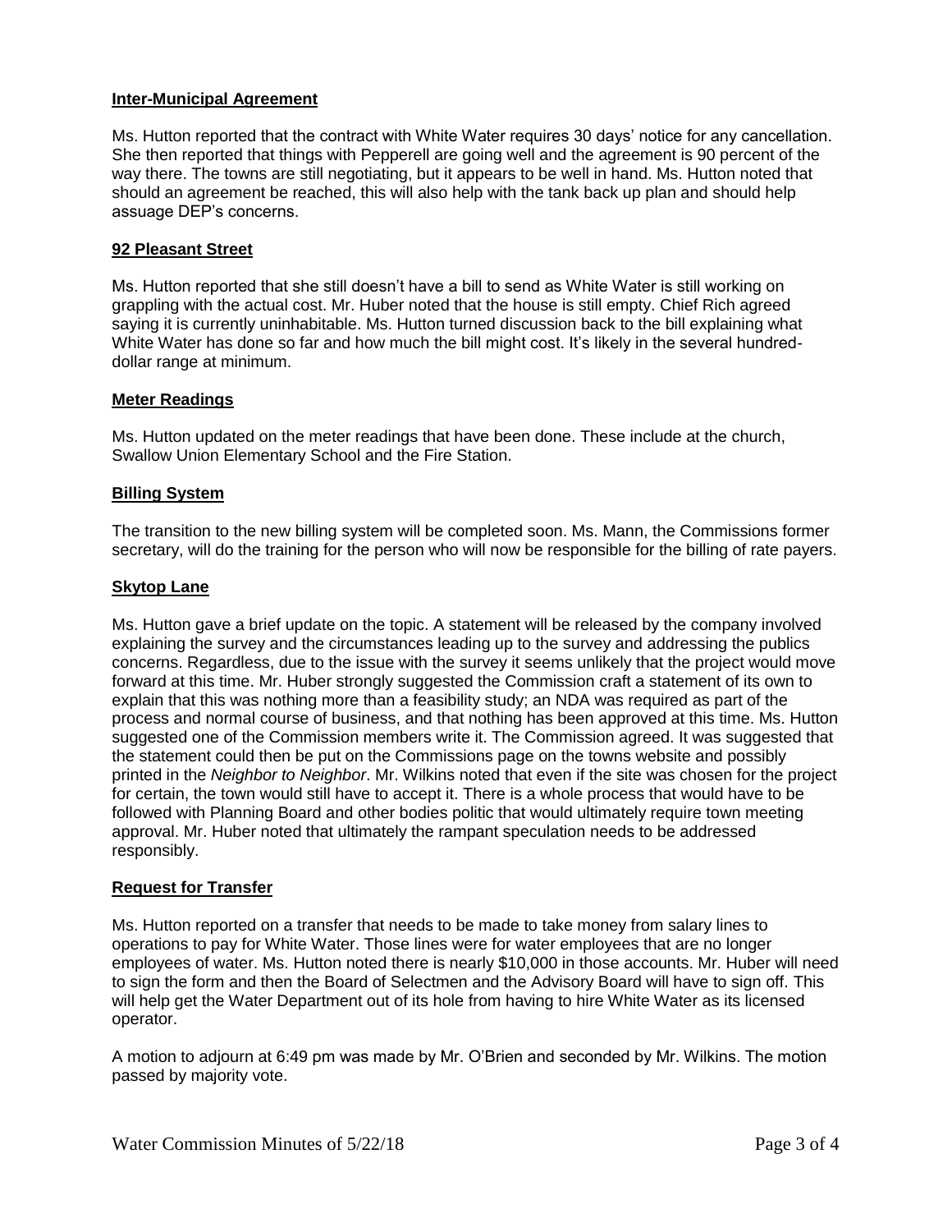**Inter-Municipal Agreement**

Ms. Hutton reported that the contract with White Water requires 30 days' notice for any cancellation. She then reported that things with Pepperell are going well and the agreement is 90 percent of the way there. The towns are still negotiating, but it appears to be well in hand. Ms. Hutton noted that should an agreement be reached, this will also help with the tank back up plan and should help assuage DEP's concerns.

**92 Pleasant Street**

Ms. Hutton reported that she still doesn't have a bill to send as White Water is still working on grappling with the actual cost. Mr. Huber noted that the house is still empty. Chief Rich agreed saying it is currently uninhabitable. Ms. Hutton turned discussion back to the bill explaining what White Water has done so far and how much the bill might cost. It's likely in the several hundred-dollar range at minimum.

**Meter Readings**

Ms. Hutton updated on the meter readings that have been done. These include at the church, Swallow Union Elementary School and the Fire Station.

**Billing System**

The transition to the new billing system will be completed soon. Ms. Mann, the Commissions former secretary, will do the training for the person who will now be responsible for the billing of rate payers.

**Skytop Lane**

Ms. Hutton gave a brief update on the topic. A statement will be released by the company involved explaining the survey and the circumstances leading up to the survey and addressing the publics concerns. Regardless, due to the issue with the survey it seems unlikely that the project would move forward at this time. Mr. Huber strongly suggested the Commission craft a statement of its own to explain that this was nothing more than a feasibility study; an NDA was required as part of the process and normal course of business, and that nothing has been approved at this time. Ms. Hutton suggested one of the Commission members write it. The Commission agreed. It was suggested that the statement could then be put on the Commissions page on the towns website and possibly printed in the *Neighbor to Neighbor*. Mr. Wilkins noted that even if the site was chosen for the project for certain, the town would still have to accept it. There is a whole process that would have to be followed with Planning Board and other bodies politic that would ultimately require town meeting approval. Mr. Huber noted that ultimately the rampant speculation needs to be addressed responsibly.

**Request for Transfer**

Ms. Hutton reported on a transfer that needs to be made to take money from salary lines to operations to pay for White Water. Those lines were for water employees that are no longer employees of water. Ms. Hutton noted there is nearly $10,000 in those accounts. Mr. Huber will need to sign the form and then the Board of Selectmen and the Advisory Board will have to sign off. This will help get the Water Department out of its hole from having to hire White Water as its licensed operator.

A motion to adjourn at 6:49 pm was made by Mr. O'Brien and seconded by Mr. Wilkins. The motion passed by majority vote.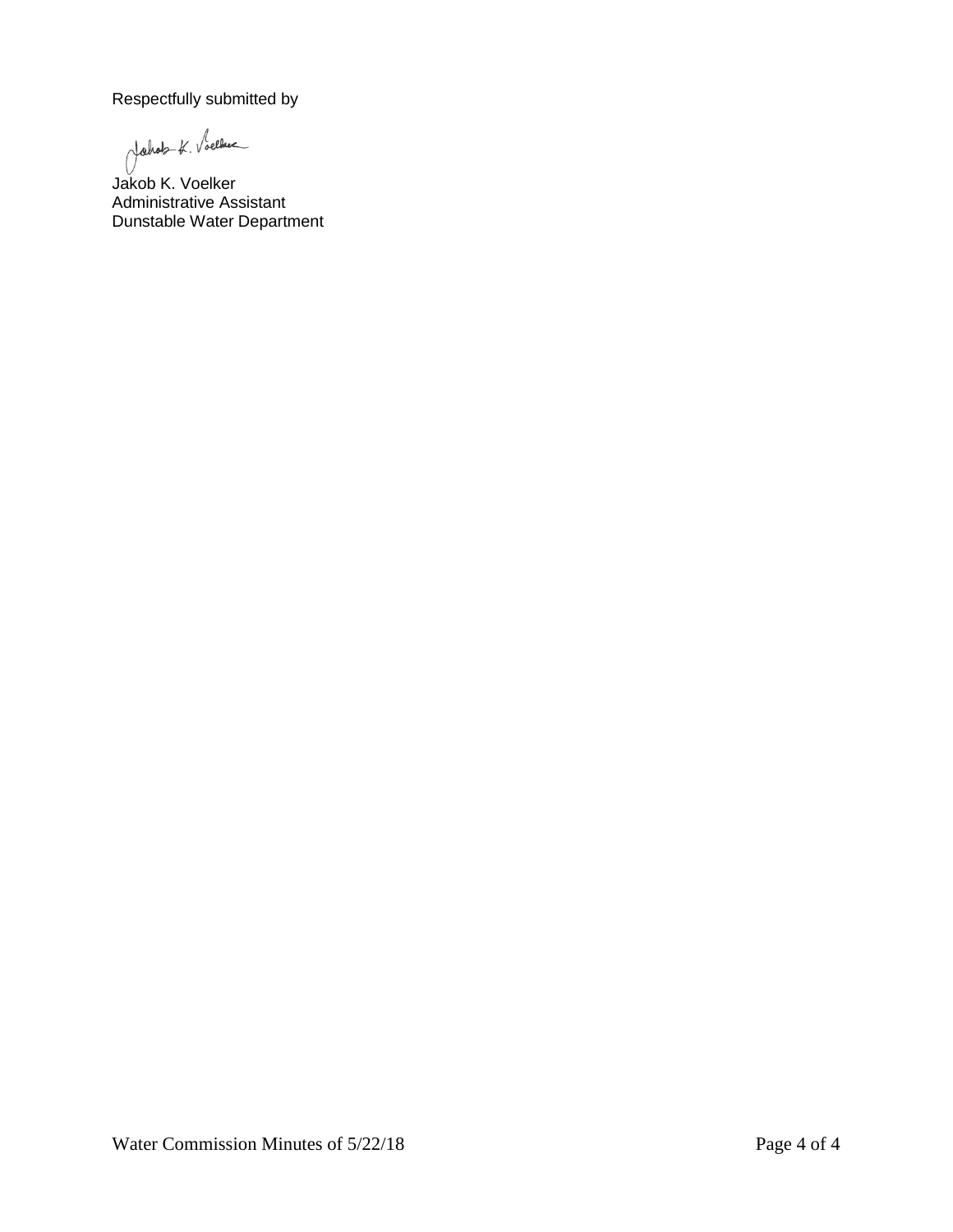Respectfully submitted by

Jakob K. Voelker
Administrative Assistant
Dunstable Water Department